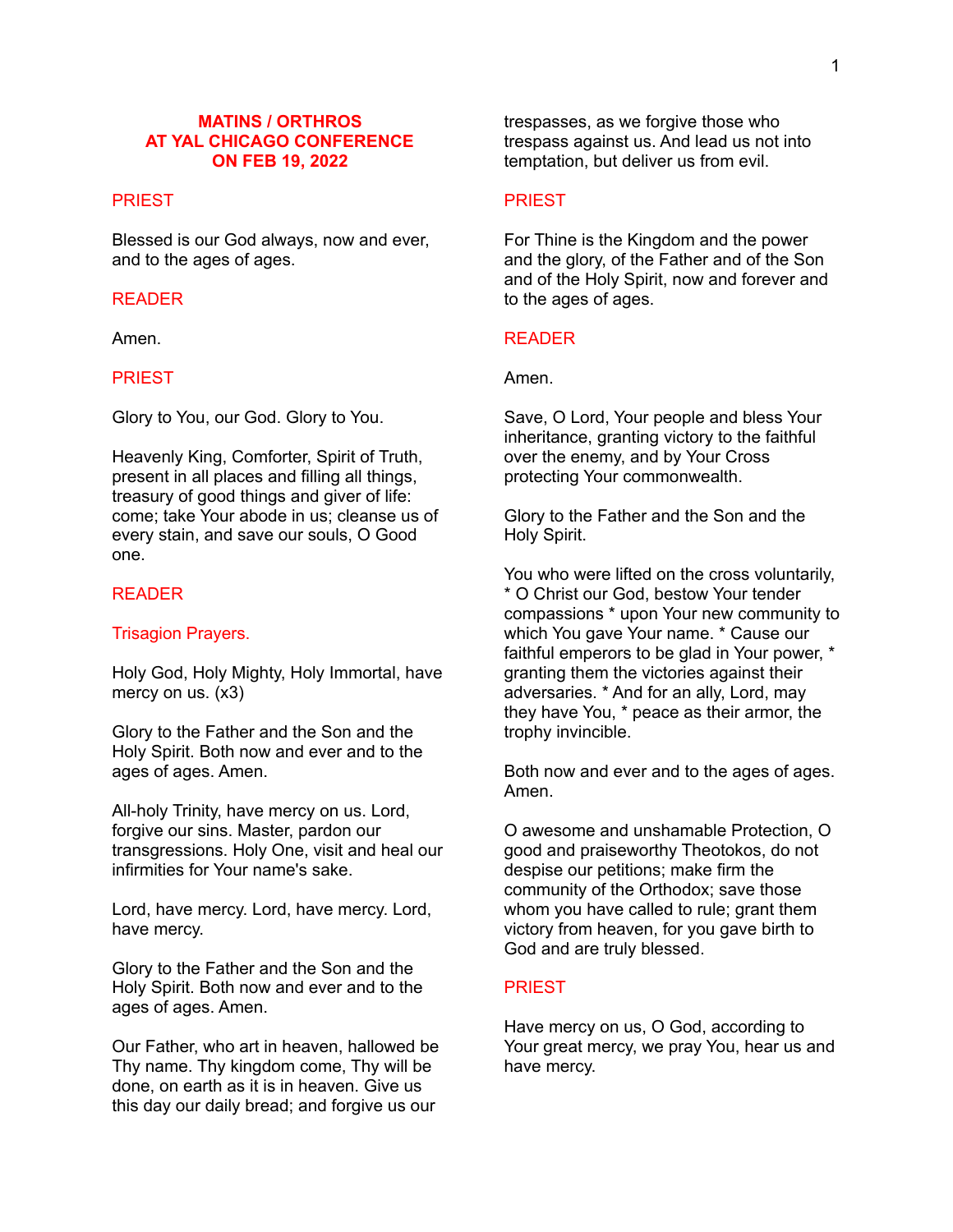# MATINS / ORTHROS
# AT YAL CHICAGO CONFERENCE
# ON FEB 19, 2022

PRIEST

Blessed is our God always, now and ever, and to the ages of ages.

READER

Amen.

PRIEST

Glory to You, our God. Glory to You.

Heavenly King, Comforter, Spirit of Truth, present in all places and filling all things, treasury of good things and giver of life: come; take Your abode in us; cleanse us of every stain, and save our souls, O Good one.

READER

Trisagion Prayers.

Holy God, Holy Mighty, Holy Immortal, have mercy on us. (x3)

Glory to the Father and the Son and the Holy Spirit. Both now and ever and to the ages of ages. Amen.

All-holy Trinity, have mercy on us. Lord, forgive our sins. Master, pardon our transgressions. Holy One, visit and heal our infirmities for Your name's sake.

Lord, have mercy. Lord, have mercy. Lord, have mercy.

Glory to the Father and the Son and the Holy Spirit. Both now and ever and to the ages of ages. Amen.

Our Father, who art in heaven, hallowed be Thy name. Thy kingdom come, Thy will be done, on earth as it is in heaven. Give us this day our daily bread; and forgive us our trespasses, as we forgive those who trespass against us. And lead us not into temptation, but deliver us from evil.

PRIEST

For Thine is the Kingdom and the power and the glory, of the Father and of the Son and of the Holy Spirit, now and forever and to the ages of ages.

READER

Amen.

Save, O Lord, Your people and bless Your inheritance, granting victory to the faithful over the enemy, and by Your Cross protecting Your commonwealth.

Glory to the Father and the Son and the Holy Spirit.

You who were lifted on the cross voluntarily, * O Christ our God, bestow Your tender compassions * upon Your new community to which You gave Your name. * Cause our faithful emperors to be glad in Your power, * granting them the victories against their adversaries. * And for an ally, Lord, may they have You, * peace as their armor, the trophy invincible.

Both now and ever and to the ages of ages. Amen.

O awesome and unshamable Protection, O good and praiseworthy Theotokos, do not despise our petitions; make firm the community of the Orthodox; save those whom you have called to rule; grant them victory from heaven, for you gave birth to God and are truly blessed.

PRIEST

Have mercy on us, O God, according to Your great mercy, we pray You, hear us and have mercy.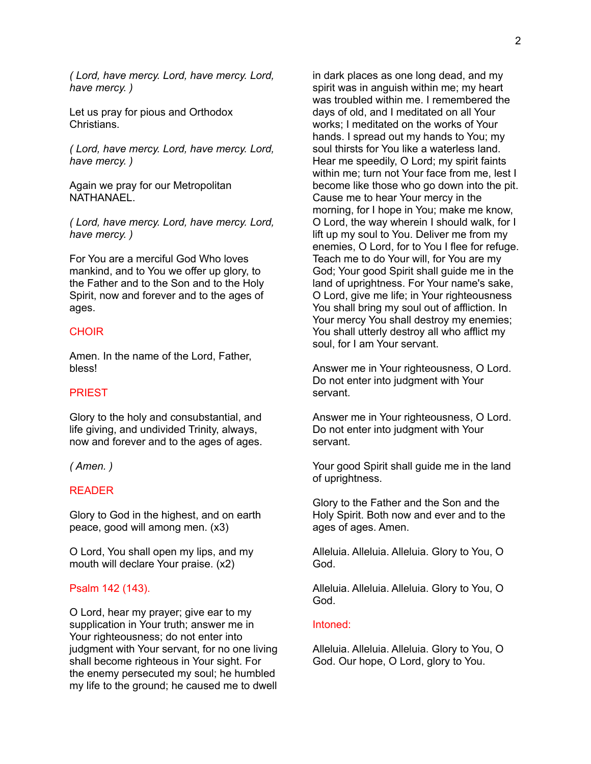*( Lord, have mercy. Lord, have mercy. Lord, have mercy. )*

Let us pray for pious and Orthodox Christians.

*( Lord, have mercy. Lord, have mercy. Lord, have mercy. )*

Again we pray for our Metropolitan NATHANAEL.

*( Lord, have mercy. Lord, have mercy. Lord, have mercy. )*

For You are a merciful God Who loves mankind, and to You we offer up glory, to the Father and to the Son and to the Holy Spirit, now and forever and to the ages of ages.

CHOIR

Amen. In the name of the Lord, Father, bless!

PRIEST

Glory to the holy and consubstantial, and life giving, and undivided Trinity, always, now and forever and to the ages of ages.

*( Amen. )*

READER

Glory to God in the highest, and on earth peace, good will among men. (x3)

O Lord, You shall open my lips, and my mouth will declare Your praise. (x2)

Psalm 142 (143).

O Lord, hear my prayer; give ear to my supplication in Your truth; answer me in Your righteousness; do not enter into judgment with Your servant, for no one living shall become righteous in Your sight. For the enemy persecuted my soul; he humbled my life to the ground; he caused me to dwell in dark places as one long dead, and my spirit was in anguish within me; my heart was troubled within me. I remembered the days of old, and I meditated on all Your works; I meditated on the works of Your hands. I spread out my hands to You; my soul thirsts for You like a waterless land. Hear me speedily, O Lord; my spirit faints within me; turn not Your face from me, lest I become like those who go down into the pit. Cause me to hear Your mercy in the morning, for I hope in You; make me know, O Lord, the way wherein I should walk, for I lift up my soul to You. Deliver me from my enemies, O Lord, for to You I flee for refuge. Teach me to do Your will, for You are my God; Your good Spirit shall guide me in the land of uprightness. For Your name's sake, O Lord, give me life; in Your righteousness You shall bring my soul out of affliction. In Your mercy You shall destroy my enemies; You shall utterly destroy all who afflict my soul, for I am Your servant.

Answer me in Your righteousness, O Lord. Do not enter into judgment with Your servant.

Answer me in Your righteousness, O Lord. Do not enter into judgment with Your servant.

Your good Spirit shall guide me in the land of uprightness.

Glory to the Father and the Son and the Holy Spirit. Both now and ever and to the ages of ages. Amen.

Alleluia. Alleluia. Alleluia. Glory to You, O God.

Alleluia. Alleluia. Alleluia. Glory to You, O God.

Intoned:

Alleluia. Alleluia. Alleluia. Glory to You, O God. Our hope, O Lord, glory to You.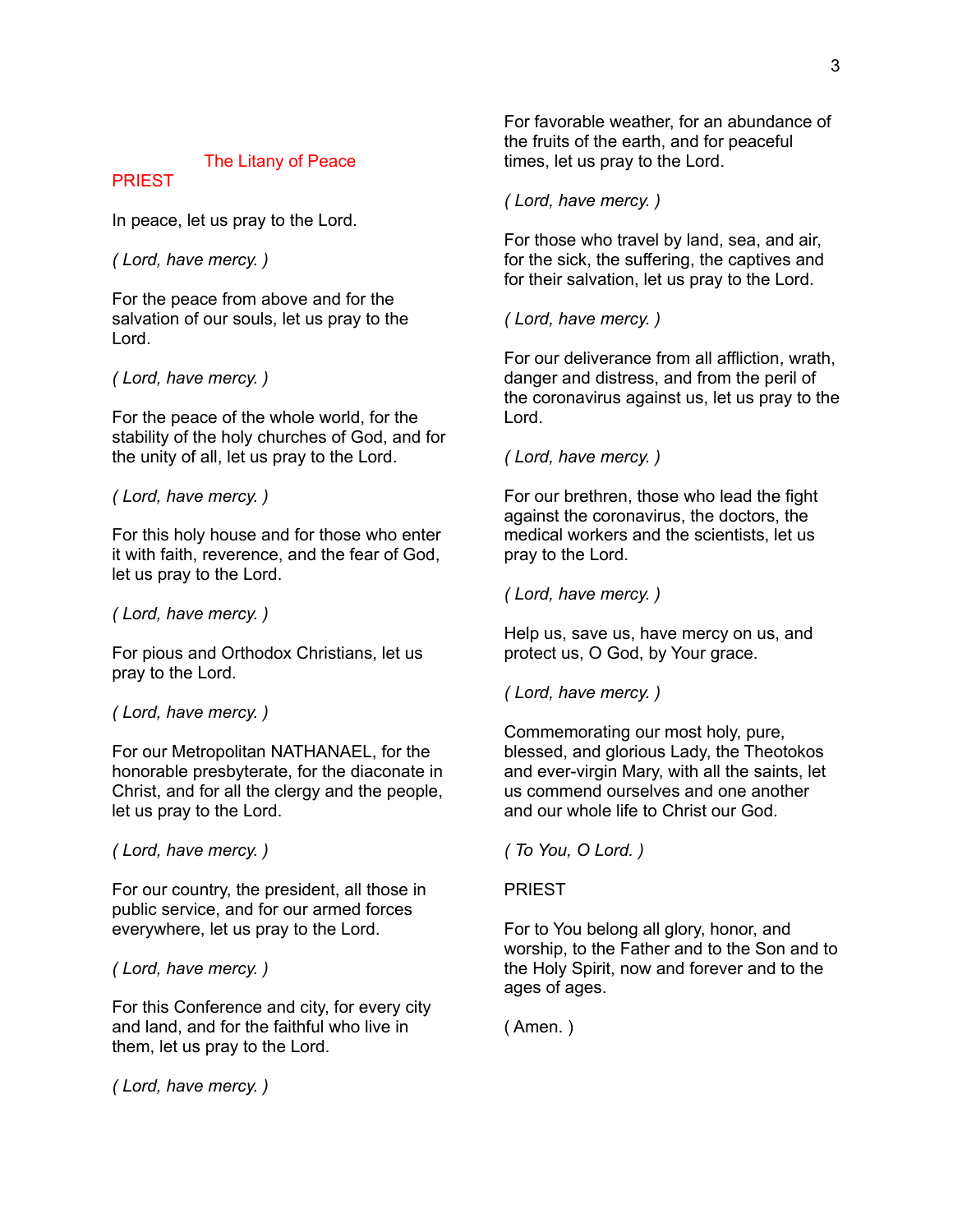## The Litany of Peace

PRIEST

In peace, let us pray to the Lord.

*( Lord, have mercy. )*

For the peace from above and for the salvation of our souls, let us pray to the Lord.

*( Lord, have mercy. )*

For the peace of the whole world, for the stability of the holy churches of God, and for the unity of all, let us pray to the Lord.

*( Lord, have mercy. )*

For this holy house and for those who enter it with faith, reverence, and the fear of God, let us pray to the Lord.

*( Lord, have mercy. )*

For pious and Orthodox Christians, let us pray to the Lord.

*( Lord, have mercy. )*

For our Metropolitan NATHANAEL, for the honorable presbyterate, for the diaconate in Christ, and for all the clergy and the people, let us pray to the Lord.

*( Lord, have mercy. )*

For our country, the president, all those in public service, and for our armed forces everywhere, let us pray to the Lord.

*( Lord, have mercy. )*

For this Conference and city, for every city and land, and for the faithful who live in them, let us pray to the Lord.

*( Lord, have mercy. )*

For favorable weather, for an abundance of the fruits of the earth, and for peaceful times, let us pray to the Lord.

*( Lord, have mercy. )*

For those who travel by land, sea, and air, for the sick, the suffering, the captives and for their salvation, let us pray to the Lord.

*( Lord, have mercy. )*

For our deliverance from all affliction, wrath, danger and distress, and from the peril of the coronavirus against us, let us pray to the Lord.

*( Lord, have mercy. )*

For our brethren, those who lead the fight against the coronavirus, the doctors, the medical workers and the scientists, let us pray to the Lord.

*( Lord, have mercy. )*

Help us, save us, have mercy on us, and protect us, O God, by Your grace.

*( Lord, have mercy. )*

Commemorating our most holy, pure, blessed, and glorious Lady, the Theotokos and ever-virgin Mary, with all the saints, let us commend ourselves and one another and our whole life to Christ our God.

*( To You, O Lord. )*

PRIEST

For to You belong all glory, honor, and worship, to the Father and to the Son and to the Holy Spirit, now and forever and to the ages of ages.

( Amen. )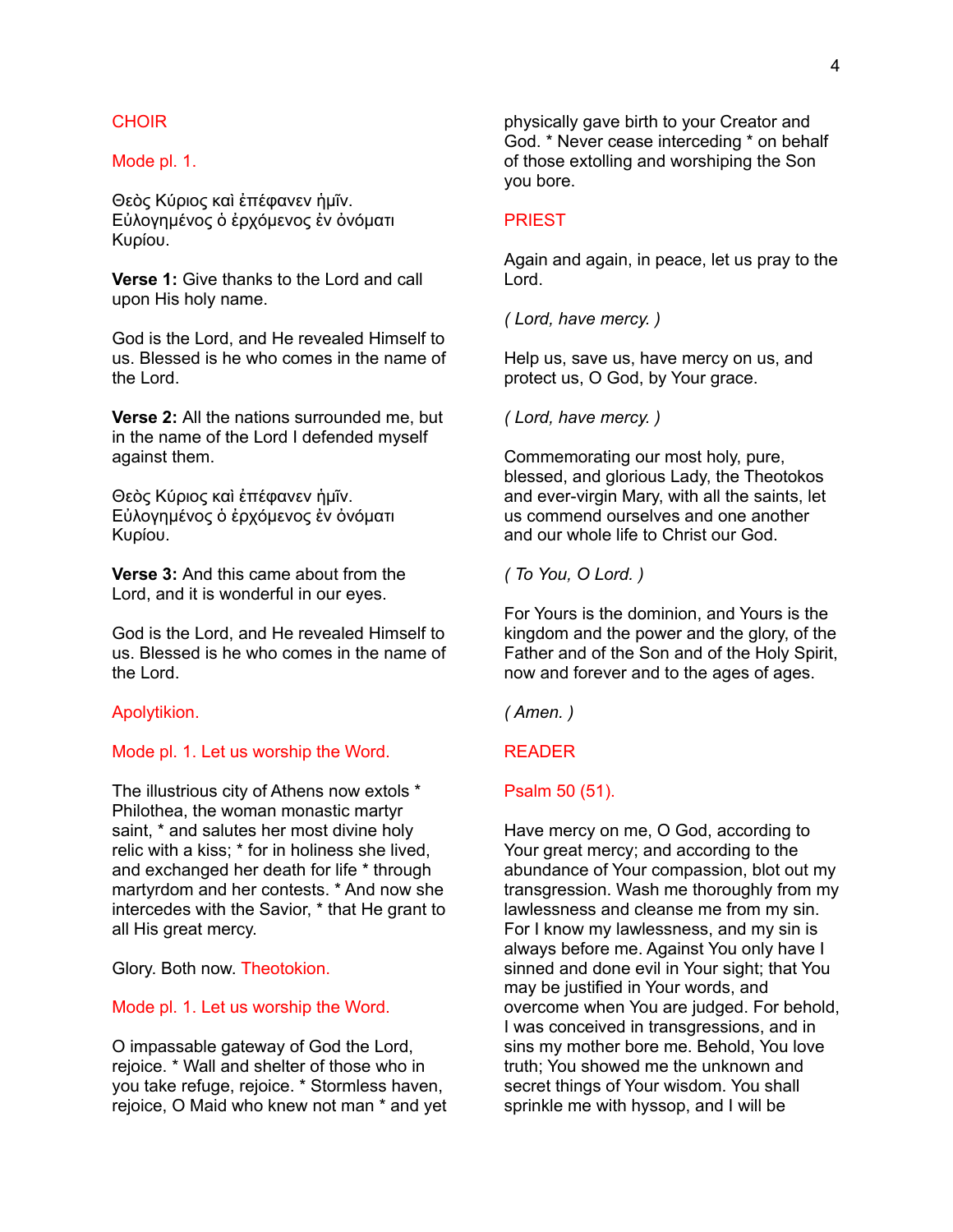CHOIR

Mode pl. 1.

Θεὸς Κύριος καὶ ἐπέφανεν ἡμῖν. Εὐλογημένος ὁ ἐρχόμενος ἐν ὀνόματι Κυρίου.

**Verse 1:** Give thanks to the Lord and call upon His holy name.

God is the Lord, and He revealed Himself to us. Blessed is he who comes in the name of the Lord.

**Verse 2:** All the nations surrounded me, but in the name of the Lord I defended myself against them.

Θεὸς Κύριος καὶ ἐπέφανεν ἡμῖν. Εὐλογημένος ὁ ἐρχόμενος ἐν ὀνόματι Κυρίου.

**Verse 3:** And this came about from the Lord, and it is wonderful in our eyes.

God is the Lord, and He revealed Himself to us. Blessed is he who comes in the name of the Lord.

Apolytikion.

Mode pl. 1. Let us worship the Word.

The illustrious city of Athens now extols * Philothea, the woman monastic martyr saint, * and salutes her most divine holy relic with a kiss; * for in holiness she lived, and exchanged her death for life * through martyrdom and her contests. * And now she intercedes with the Savior, * that He grant to all His great mercy.

Glory. Both now. Theotokion.

Mode pl. 1. Let us worship the Word.

O impassable gateway of God the Lord, rejoice. * Wall and shelter of those who in you take refuge, rejoice. * Stormless haven, rejoice, O Maid who knew not man * and yet physically gave birth to your Creator and God. * Never cease interceding * on behalf of those extolling and worshiping the Son you bore.

PRIEST

Again and again, in peace, let us pray to the Lord.

*( Lord, have mercy. )*

Help us, save us, have mercy on us, and protect us, O God, by Your grace.

*( Lord, have mercy. )*

Commemorating our most holy, pure, blessed, and glorious Lady, the Theotokos and ever-virgin Mary, with all the saints, let us commend ourselves and one another and our whole life to Christ our God.

*( To You, O Lord. )*

For Yours is the dominion, and Yours is the kingdom and the power and the glory, of the Father and of the Son and of the Holy Spirit, now and forever and to the ages of ages.

*( Amen. )*

READER

Psalm 50 (51).

Have mercy on me, O God, according to Your great mercy; and according to the abundance of Your compassion, blot out my transgression. Wash me thoroughly from my lawlessness and cleanse me from my sin. For I know my lawlessness, and my sin is always before me. Against You only have I sinned and done evil in Your sight; that You may be justified in Your words, and overcome when You are judged. For behold, I was conceived in transgressions, and in sins my mother bore me. Behold, You love truth; You showed me the unknown and secret things of Your wisdom. You shall sprinkle me with hyssop, and I will be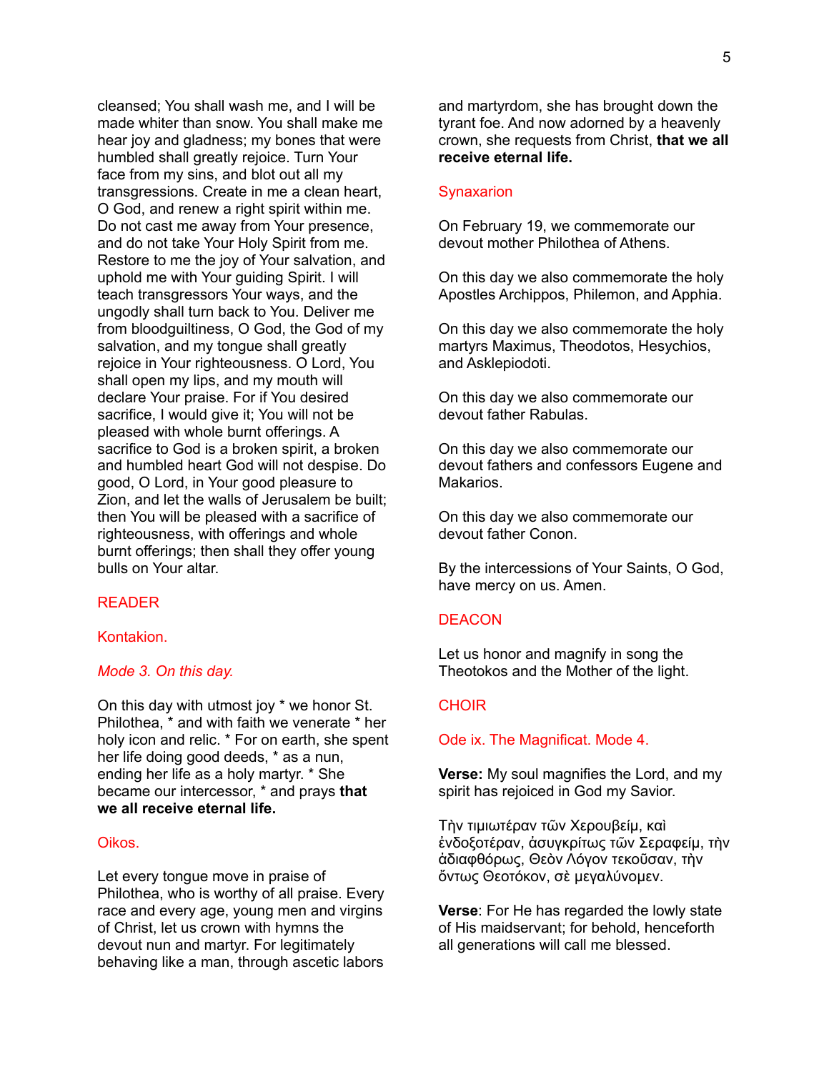cleansed; You shall wash me, and I will be made whiter than snow. You shall make me hear joy and gladness; my bones that were humbled shall greatly rejoice. Turn Your face from my sins, and blot out all my transgressions. Create in me a clean heart, O God, and renew a right spirit within me. Do not cast me away from Your presence, and do not take Your Holy Spirit from me. Restore to me the joy of Your salvation, and uphold me with Your guiding Spirit. I will teach transgressors Your ways, and the ungodly shall turn back to You. Deliver me from bloodguiltiness, O God, the God of my salvation, and my tongue shall greatly rejoice in Your righteousness. O Lord, You shall open my lips, and my mouth will declare Your praise. For if You desired sacrifice, I would give it; You will not be pleased with whole burnt offerings. A sacrifice to God is a broken spirit, a broken and humbled heart God will not despise. Do good, O Lord, in Your good pleasure to Zion, and let the walls of Jerusalem be built; then You will be pleased with a sacrifice of righteousness, with offerings and whole burnt offerings; then shall they offer young bulls on Your altar.

READER

Kontakion.

*Mode 3. On this day.*

On this day with utmost joy * we honor St. Philothea, * and with faith we venerate * her holy icon and relic. * For on earth, she spent her life doing good deeds, * as a nun, ending her life as a holy martyr. * She became our intercessor, * and prays **that we all receive eternal life.**

Oikos.

Let every tongue move in praise of Philothea, who is worthy of all praise. Every race and every age, young men and virgins of Christ, let us crown with hymns the devout nun and martyr. For legitimately behaving like a man, through ascetic labors and martyrdom, she has brought down the tyrant foe. And now adorned by a heavenly crown, she requests from Christ, **that we all receive eternal life.**

Synaxarion

On February 19, we commemorate our devout mother Philothea of Athens.

On this day we also commemorate the holy Apostles Archippos, Philemon, and Apphia.

On this day we also commemorate the holy martyrs Maximus, Theodotos, Hesychios, and Asklepiodoti.

On this day we also commemorate our devout father Rabulas.

On this day we also commemorate our devout fathers and confessors Eugene and Makarios.

On this day we also commemorate our devout father Conon.

By the intercessions of Your Saints, O God, have mercy on us. Amen.

DEACON

Let us honor and magnify in song the Theotokos and the Mother of the light.

CHOIR

Ode ix. The Magnificat. Mode 4.

**Verse:** My soul magnifies the Lord, and my spirit has rejoiced in God my Savior.

Τὴν τιμιωτέραν τῶν Χερουβείμ, καὶ ἐνδοξοτέραν, ἀσυγκρίτως τῶν Σεραφείμ, τὴν ἀδιαφθόρως, Θεὸν Λόγον τεκοῦσαν, τὴν ὄντως Θεοτόκον, σὲ μεγαλύνομεν.

**Verse**: For He has regarded the lowly state of His maidservant; for behold, henceforth all generations will call me blessed.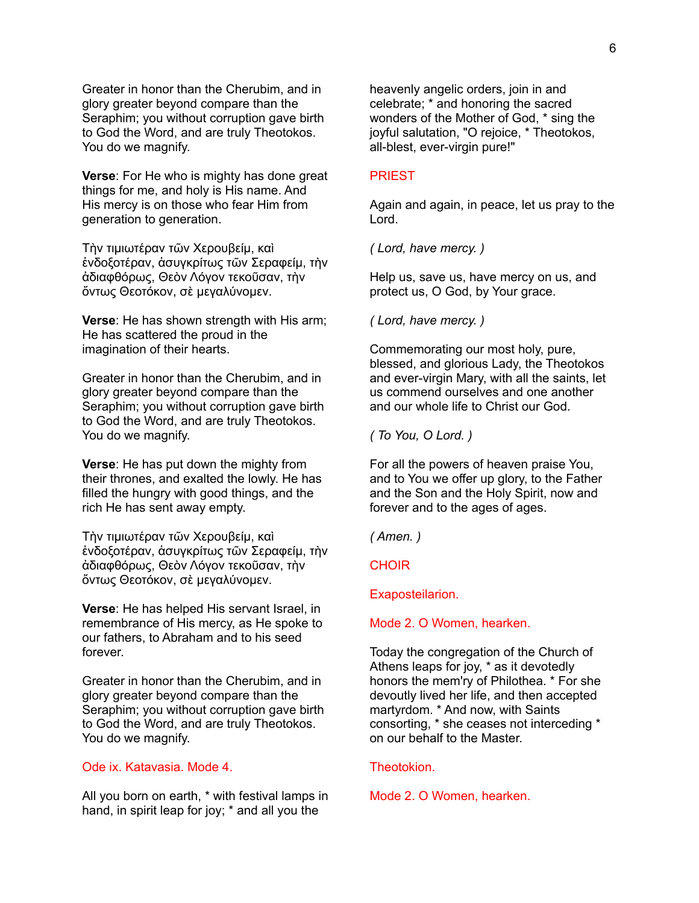Greater in honor than the Cherubim, and in glory greater beyond compare than the Seraphim; you without corruption gave birth to God the Word, and are truly Theotokos. You do we magnify.

**Verse**: For He who is mighty has done great things for me, and holy is His name. And His mercy is on those who fear Him from generation to generation.

Τὴν τιμιωτέραν τῶν Χερουβείμ, καὶ ἐνδοξοτέραν, ἀσυγκρίτως τῶν Σεραφείμ, τὴν ἀδιαφθόρως, Θεὸν Λόγον τεκοῦσαν, τὴν ὄντως Θεοτόκον, σὲ μεγαλύνομεν.

**Verse**: He has shown strength with His arm; He has scattered the proud in the imagination of their hearts.

Greater in honor than the Cherubim, and in glory greater beyond compare than the Seraphim; you without corruption gave birth to God the Word, and are truly Theotokos. You do we magnify.

**Verse**: He has put down the mighty from their thrones, and exalted the lowly. He has filled the hungry with good things, and the rich He has sent away empty.

Τὴν τιμιωτέραν τῶν Χερουβείμ, καὶ ἐνδοξοτέραν, ἀσυγκρίτως τῶν Σεραφείμ, τὴν ἀδιαφθόρως, Θεὸν Λόγον τεκοῦσαν, τὴν ὄντως Θεοτόκον, σὲ μεγαλύνομεν.

**Verse**: He has helped His servant Israel, in remembrance of His mercy, as He spoke to our fathers, to Abraham and to his seed forever.

Greater in honor than the Cherubim, and in glory greater beyond compare than the Seraphim; you without corruption gave birth to God the Word, and are truly Theotokos. You do we magnify.

Ode ix. Katavasia. Mode 4.

All you born on earth, * with festival lamps in hand, in spirit leap for joy; * and all you the heavenly angelic orders, join in and celebrate; * and honoring the sacred wonders of the Mother of God, * sing the joyful salutation, "O rejoice, * Theotokos, all-blest, ever-virgin pure!"

PRIEST

Again and again, in peace, let us pray to the Lord.

*( Lord, have mercy. )*

Help us, save us, have mercy on us, and protect us, O God, by Your grace.

*( Lord, have mercy. )*

Commemorating our most holy, pure, blessed, and glorious Lady, the Theotokos and ever-virgin Mary, with all the saints, let us commend ourselves and one another and our whole life to Christ our God.

*( To You, O Lord. )*

For all the powers of heaven praise You, and to You we offer up glory, to the Father and the Son and the Holy Spirit, now and forever and to the ages of ages.

*( Amen. )*

CHOIR

Exaposteilarion.

Mode 2. O Women, hearken.

Today the congregation of the Church of Athens leaps for joy, * as it devotedly honors the mem'ry of Philothea. * For she devoutly lived her life, and then accepted martyrdom. * And now, with Saints consorting, * she ceases not interceding * on our behalf to the Master.

Theotokion.

Mode 2. O Women, hearken.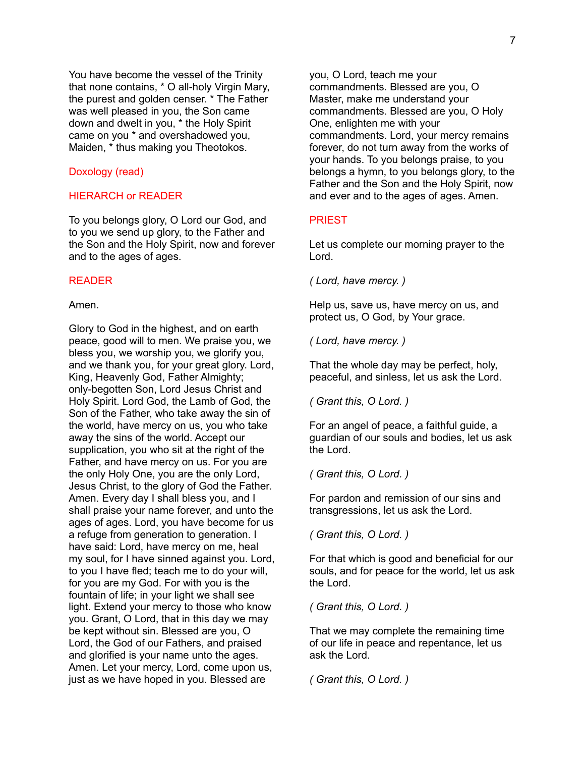You have become the vessel of the Trinity that none contains, * O all-holy Virgin Mary, the purest and golden censer. * The Father was well pleased in you, the Son came down and dwelt in you, * the Holy Spirit came on you * and overshadowed you, Maiden, * thus making you Theotokos.

Doxology (read)

HIERARCH or READER

To you belongs glory, O Lord our God, and to you we send up glory, to the Father and the Son and the Holy Spirit, now and forever and to the ages of ages.

READER

Amen.

Glory to God in the highest, and on earth peace, good will to men. We praise you, we bless you, we worship you, we glorify you, and we thank you, for your great glory. Lord, King, Heavenly God, Father Almighty; only-begotten Son, Lord Jesus Christ and Holy Spirit. Lord God, the Lamb of God, the Son of the Father, who take away the sin of the world, have mercy on us, you who take away the sins of the world. Accept our supplication, you who sit at the right of the Father, and have mercy on us. For you are the only Holy One, you are the only Lord, Jesus Christ, to the glory of God the Father. Amen. Every day I shall bless you, and I shall praise your name forever, and unto the ages of ages. Lord, you have become for us a refuge from generation to generation. I have said: Lord, have mercy on me, heal my soul, for I have sinned against you. Lord, to you I have fled; teach me to do your will, for you are my God. For with you is the fountain of life; in your light we shall see light. Extend your mercy to those who know you. Grant, O Lord, that in this day we may be kept without sin. Blessed are you, O Lord, the God of our Fathers, and praised and glorified is your name unto the ages. Amen. Let your mercy, Lord, come upon us, just as we have hoped in you. Blessed are you, O Lord, teach me your commandments. Blessed are you, O Master, make me understand your commandments. Blessed are you, O Holy One, enlighten me with your commandments. Lord, your mercy remains forever, do not turn away from the works of your hands. To you belongs praise, to you belongs a hymn, to you belongs glory, to the Father and the Son and the Holy Spirit, now and ever and to the ages of ages. Amen.

PRIEST

Let us complete our morning prayer to the Lord.

*( Lord, have mercy. )*

Help us, save us, have mercy on us, and protect us, O God, by Your grace.

*( Lord, have mercy. )*

That the whole day may be perfect, holy, peaceful, and sinless, let us ask the Lord.

*( Grant this, O Lord. )*

For an angel of peace, a faithful guide, a guardian of our souls and bodies, let us ask the Lord.

*( Grant this, O Lord. )*

For pardon and remission of our sins and transgressions, let us ask the Lord.

*( Grant this, O Lord. )*

For that which is good and beneficial for our souls, and for peace for the world, let us ask the Lord.

*( Grant this, O Lord. )*

That we may complete the remaining time of our life in peace and repentance, let us ask the Lord.

*( Grant this, O Lord. )*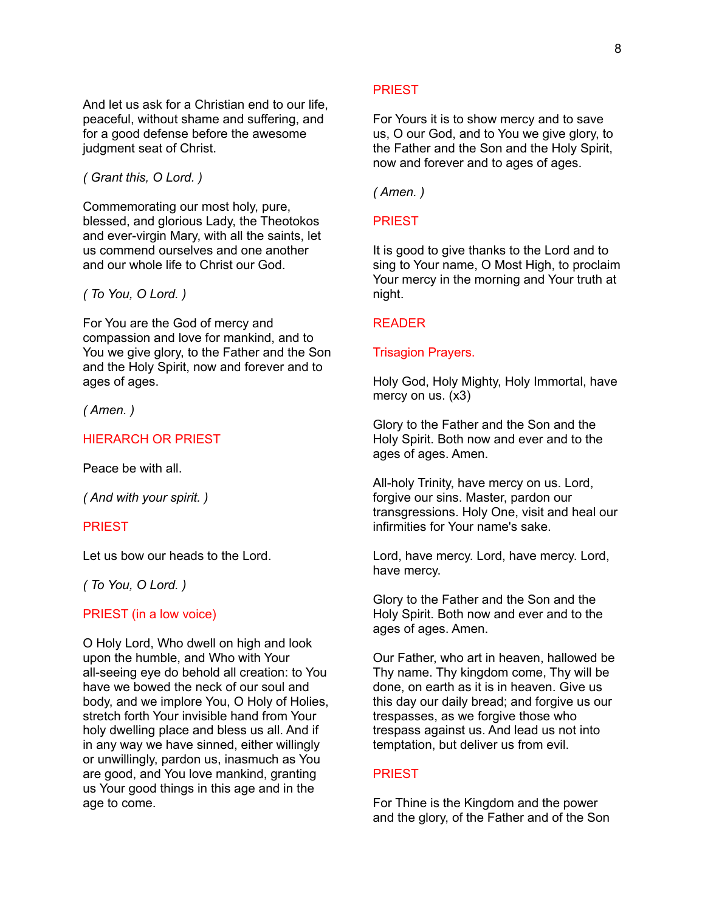And let us ask for a Christian end to our life, peaceful, without shame and suffering, and for a good defense before the awesome judgment seat of Christ.

*( Grant this, O Lord. )*

Commemorating our most holy, pure, blessed, and glorious Lady, the Theotokos and ever-virgin Mary, with all the saints, let us commend ourselves and one another and our whole life to Christ our God.

*( To You, O Lord. )*

For You are the God of mercy and compassion and love for mankind, and to You we give glory, to the Father and the Son and the Holy Spirit, now and forever and to ages of ages.

*( Amen. )*

HIERARCH OR PRIEST

Peace be with all.

*( And with your spirit. )*

PRIEST

Let us bow our heads to the Lord.

*( To You, O Lord. )*

PRIEST (in a low voice)

O Holy Lord, Who dwell on high and look upon the humble, and Who with Your all-seeing eye do behold all creation: to You have we bowed the neck of our soul and body, and we implore You, O Holy of Holies, stretch forth Your invisible hand from Your holy dwelling place and bless us all. And if in any way we have sinned, either willingly or unwillingly, pardon us, inasmuch as You are good, and You love mankind, granting us Your good things in this age and in the age to come.

PRIEST

For Yours it is to show mercy and to save us, O our God, and to You we give glory, to the Father and the Son and the Holy Spirit, now and forever and to ages of ages.

*( Amen. )*

PRIEST

It is good to give thanks to the Lord and to sing to Your name, O Most High, to proclaim Your mercy in the morning and Your truth at night.

READER

Trisagion Prayers.

Holy God, Holy Mighty, Holy Immortal, have mercy on us. (x3)

Glory to the Father and the Son and the Holy Spirit. Both now and ever and to the ages of ages. Amen.

All-holy Trinity, have mercy on us. Lord, forgive our sins. Master, pardon our transgressions. Holy One, visit and heal our infirmities for Your name's sake.

Lord, have mercy. Lord, have mercy. Lord, have mercy.

Glory to the Father and the Son and the Holy Spirit. Both now and ever and to the ages of ages. Amen.

Our Father, who art in heaven, hallowed be Thy name. Thy kingdom come, Thy will be done, on earth as it is in heaven. Give us this day our daily bread; and forgive us our trespasses, as we forgive those who trespass against us. And lead us not into temptation, but deliver us from evil.

PRIEST

For Thine is the Kingdom and the power and the glory, of the Father and of the Son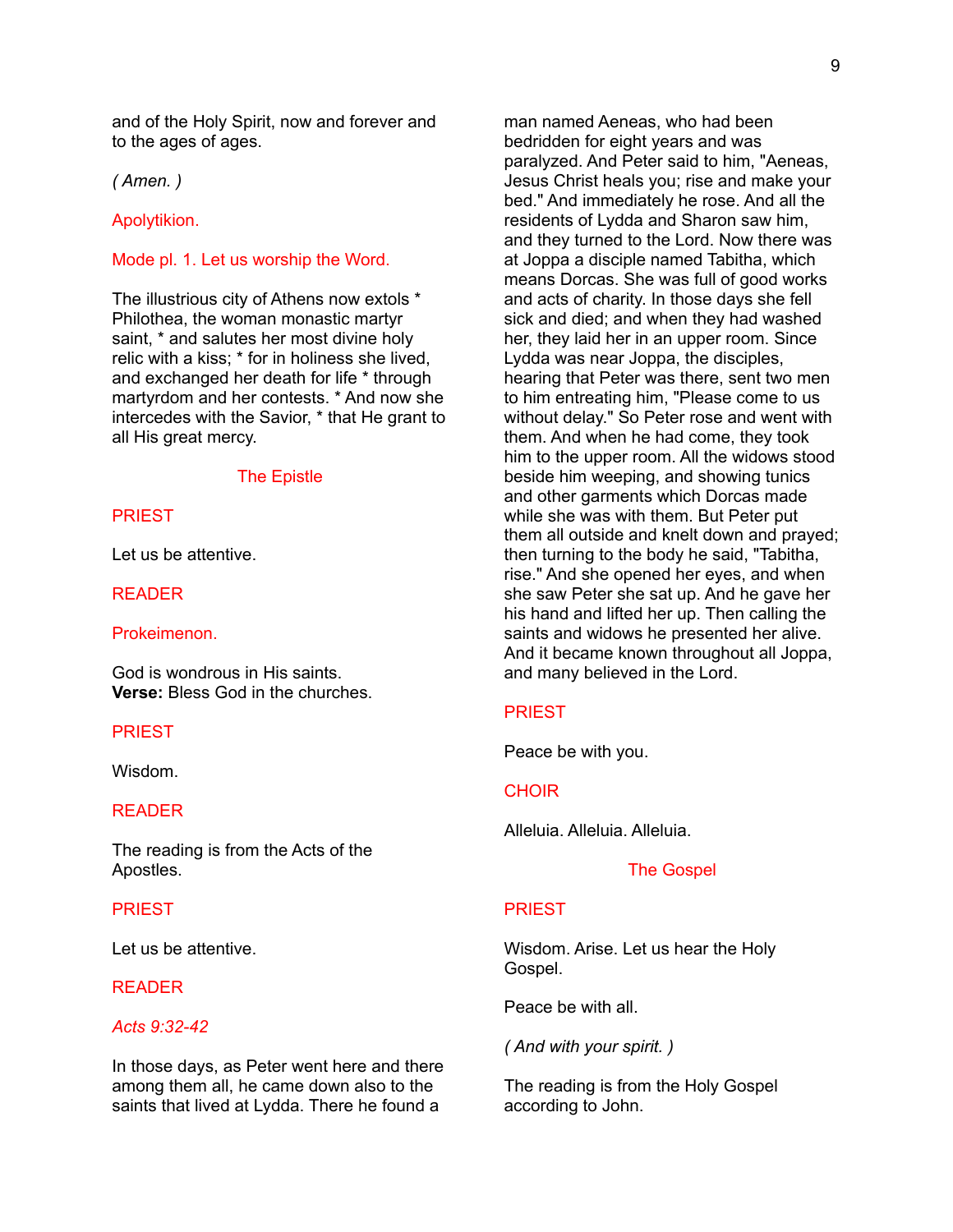and of the Holy Spirit, now and forever and to the ages of ages.

*( Amen. )*

Apolytikion.

Mode pl. 1. Let us worship the Word.

The illustrious city of Athens now extols * Philothea, the woman monastic martyr saint, * and salutes her most divine holy relic with a kiss; * for in holiness she lived, and exchanged her death for life * through martyrdom and her contests. * And now she intercedes with the Savior, * that He grant to all His great mercy.

## The Epistle

PRIEST

Let us be attentive.

READER

Prokeimenon.

God is wondrous in His saints.
**Verse:** Bless God in the churches.

PRIEST

Wisdom.

READER

The reading is from the Acts of the Apostles.

PRIEST

Let us be attentive.

READER

*Acts 9:32-42*

In those days, as Peter went here and there among them all, he came down also to the saints that lived at Lydda. There he found a man named Aeneas, who had been bedridden for eight years and was paralyzed. And Peter said to him, "Aeneas, Jesus Christ heals you; rise and make your bed." And immediately he rose. And all the residents of Lydda and Sharon saw him, and they turned to the Lord. Now there was at Joppa a disciple named Tabitha, which means Dorcas. She was full of good works and acts of charity. In those days she fell sick and died; and when they had washed her, they laid her in an upper room. Since Lydda was near Joppa, the disciples, hearing that Peter was there, sent two men to him entreating him, "Please come to us without delay." So Peter rose and went with them. And when he had come, they took him to the upper room. All the widows stood beside him weeping, and showing tunics and other garments which Dorcas made while she was with them. But Peter put them all outside and knelt down and prayed; then turning to the body he said, "Tabitha, rise." And she opened her eyes, and when she saw Peter she sat up. And he gave her his hand and lifted her up. Then calling the saints and widows he presented her alive. And it became known throughout all Joppa, and many believed in the Lord.

PRIEST

Peace be with you.

CHOIR

Alleluia. Alleluia. Alleluia.

## The Gospel

PRIEST

Wisdom. Arise. Let us hear the Holy Gospel.

Peace be with all.

*( And with your spirit. )*

The reading is from the Holy Gospel according to John.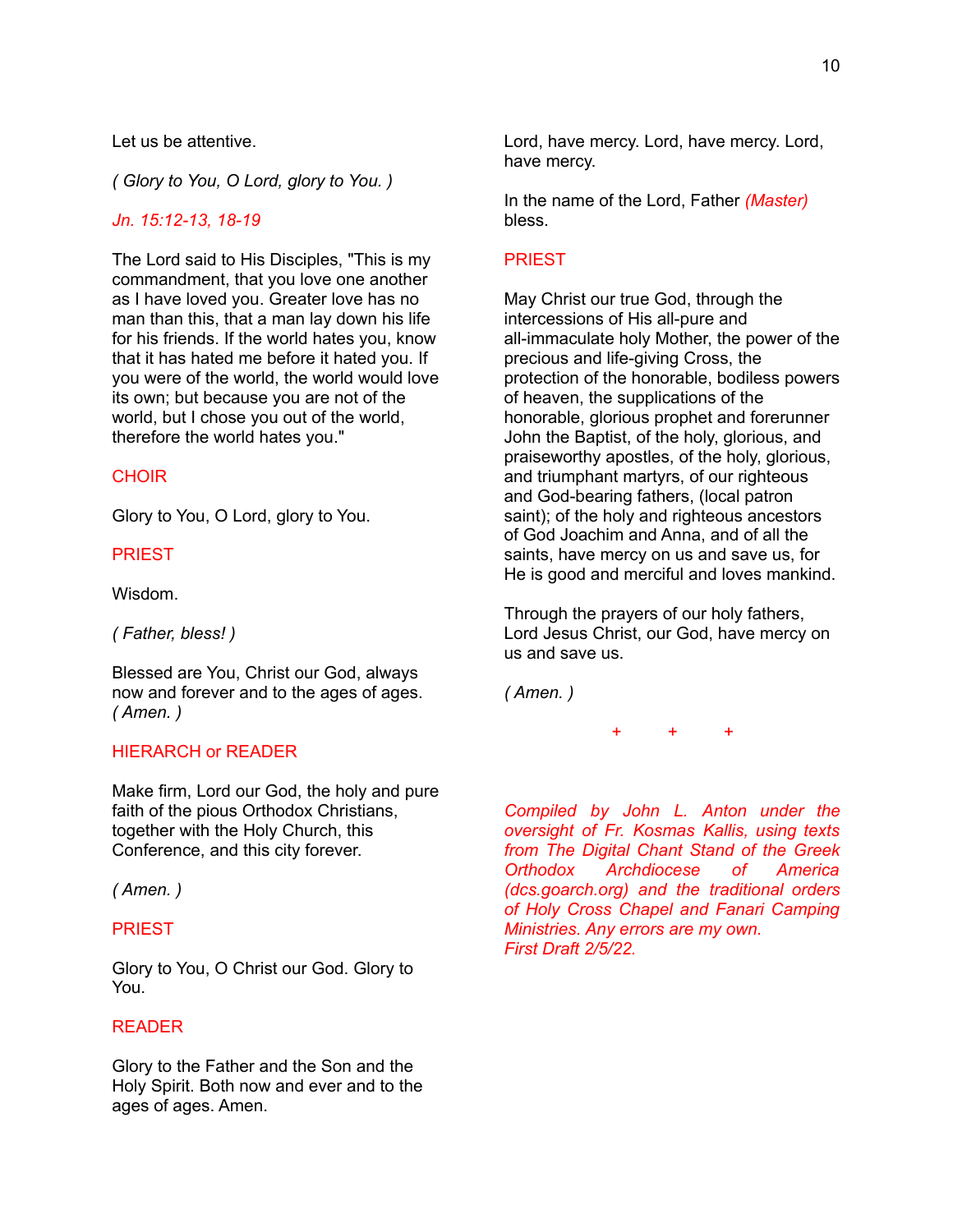Let us be attentive.

*( Glory to You, O Lord, glory to You. )*

*Jn. 15:12-13, 18-19*

The Lord said to His Disciples, "This is my commandment, that you love one another as I have loved you. Greater love has no man than this, that a man lay down his life for his friends. If the world hates you, know that it has hated me before it hated you. If you were of the world, the world would love its own; but because you are not of the world, but I chose you out of the world, therefore the world hates you."

CHOIR

Glory to You, O Lord, glory to You.

PRIEST

Wisdom.

*( Father, bless! )*

Blessed are You, Christ our God, always now and forever and to the ages of ages. *( Amen. )*

HIERARCH or READER

Make firm, Lord our God, the holy and pure faith of the pious Orthodox Christians, together with the Holy Church, this Conference, and this city forever.

*( Amen. )*

PRIEST

Glory to You, O Christ our God. Glory to You.

READER

Glory to the Father and the Son and the Holy Spirit. Both now and ever and to the ages of ages. Amen.

Lord, have mercy. Lord, have mercy. Lord, have mercy.

In the name of the Lord, Father *(Master)* bless.

PRIEST

May Christ our true God, through the intercessions of His all-pure and all-immaculate holy Mother, the power of the precious and life-giving Cross, the protection of the honorable, bodiless powers of heaven, the supplications of the honorable, glorious prophet and forerunner John the Baptist, of the holy, glorious, and praiseworthy apostles, of the holy, glorious, and triumphant martyrs, of our righteous and God-bearing fathers, (local patron saint); of the holy and righteous ancestors of God Joachim and Anna, and of all the saints, have mercy on us and save us, for He is good and merciful and loves mankind.

Through the prayers of our holy fathers, Lord Jesus Christ, our God, have mercy on us and save us.

*( Amen. )*

\+ \+ \+

*Compiled by John L. Anton under the oversight of Fr. Kosmas Kallis, using texts from The Digital Chant Stand of the Greek Orthodox Archdiocese of America (dcs.goarch.org) and the traditional orders of Holy Cross Chapel and Fanari Camping Ministries. Any errors are my own.*
*First Draft 2/5/22.*